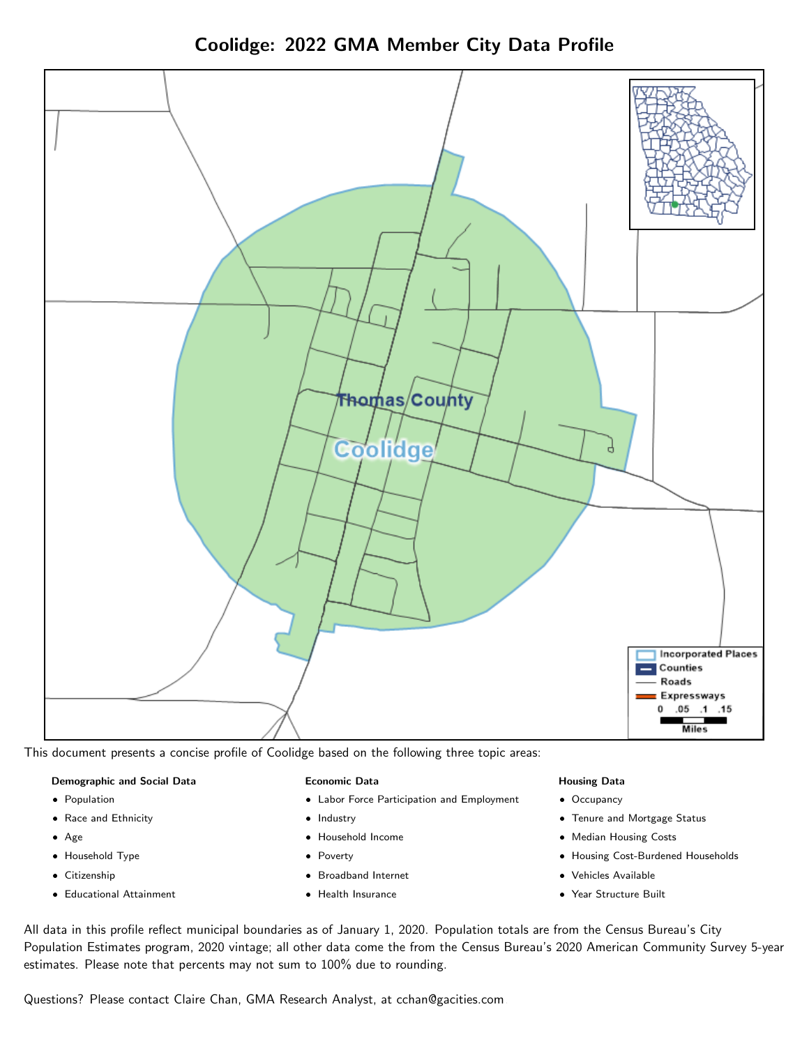# Coolidge: 2022 GMA Member City Data Profile

This document presents a concise profile of Coolidge based on the following three topic areas:

**Demographic and Social Data**

- Population
- Race and Ethnicity
- Age
- Household Type
- Citizenship
- Educational Attainment

**Economic Data**

- Labor Force Participation and Employment
- Industry
- Household Income
- Poverty
- Broadband Internet
- Health Insurance

**Housing Data**

- Occupancy
- Tenure and Mortgage Status
- Median Housing Costs
- Housing Cost-Burdened Households
- Vehicles Available
- Year Structure Built

All data in this profile reflect municipal boundaries as of January 1, 2020. Population totals are from the Census Bureau's City Population Estimates program, 2020 vintage; all other data come the from the Census Bureau's 2020 American Community Survey 5-year estimates. Please note that percents may not sum to 100% due to rounding.

Questions? Please contact Claire Chan, GMA Research Analyst, at cchan@gacities.com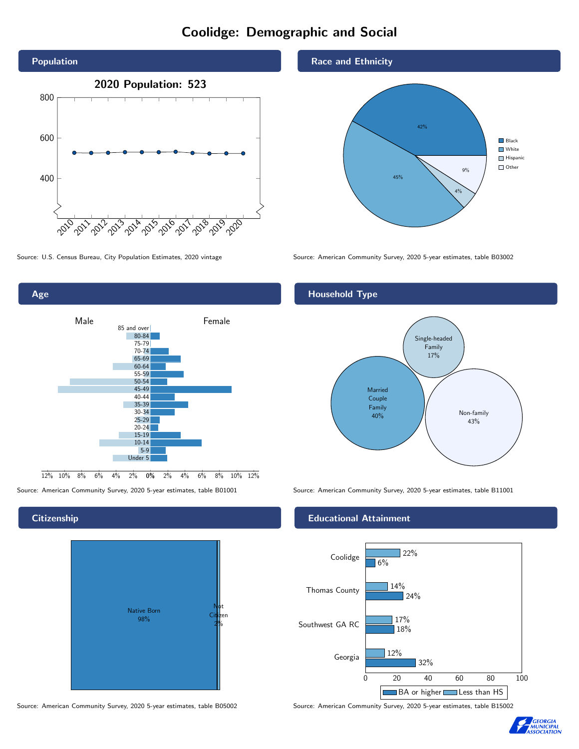# Coolidge: Demographic and Social

## Population

**2020 Population: 523**

Source: U.S. Census Bureau, City Population Estimates, 2020 vintage

## Race and Ethnicity

| Race/Ethnicity | Percent |
|---|---|
| Black | 42% |
| White | 45% |
| Hispanic | 4% |
| Other | 9% |

Source: American Community Survey, 2020 5-year estimates, table B03002

## Age

Source: American Community Survey, 2020 5-year estimates, table B01001

## Household Type

| Household Type | Percent |
|---|---|
| Married Couple Family | 40% |
| Single-headed Family | 17% |
| Non-family | 43% |

Source: American Community Survey, 2020 5-year estimates, table B11001

## Citizenship

| Citizenship | Percent |
|---|---|
| Native Born | 98% |
| Not Citizen | 2% |

Source: American Community Survey, 2020 5-year estimates, table B05002

## Educational Attainment

| Area | Less than HS | BA or higher |
|---|---|---|
| Coolidge | 22% | 6% |
| Thomas County | 14% | 24% |
| Southwest GA RC | 17% | 18% |
| Georgia | 12% | 32% |

Source: American Community Survey, 2020 5-year estimates, table B15002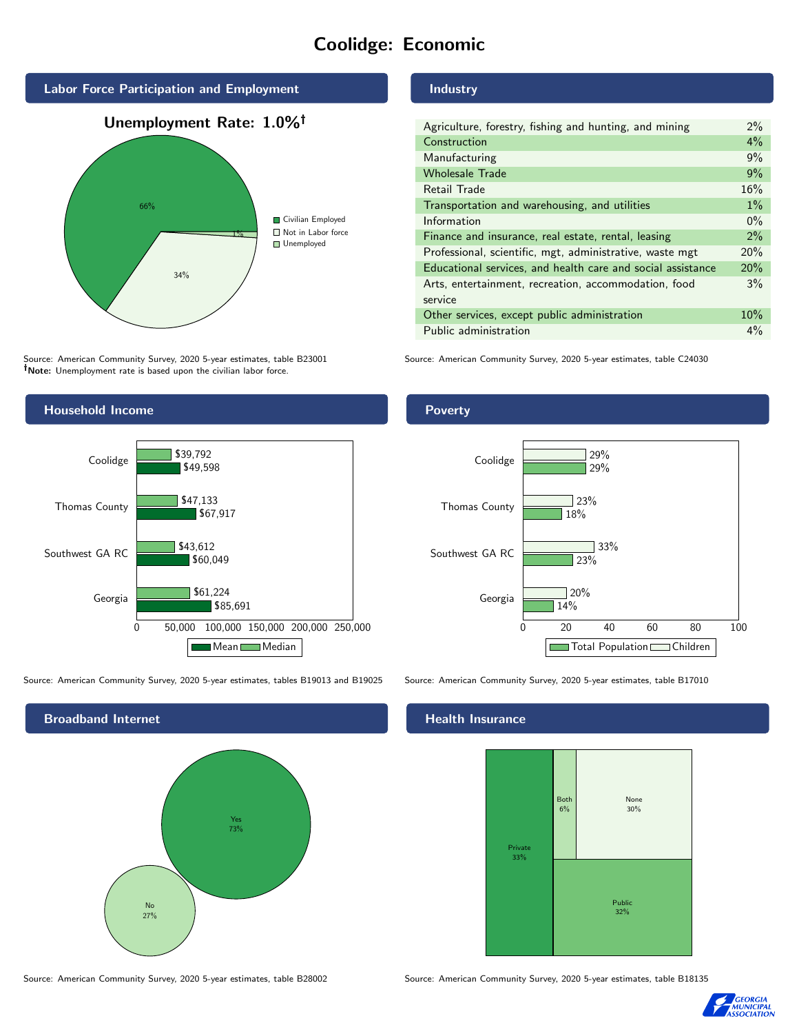# Coolidge: Economic

## Labor Force Participation and Employment

**Unemployment Rate: 1.0%†**

| Category | Percent |
|---|---|
| Civilian Employed | 66% |
| Not in Labor force | 34% |
| Unemployed | 1% |

Source: American Community Survey, 2020 5-year estimates, table B23001
**†Note:** Unemployment rate is based upon the civilian labor force.

## Industry

| Industry | Percent |
|---|---|
| Agriculture, forestry, fishing and hunting, and mining | 2% |
| Construction | 4% |
| Manufacturing | 9% |
| Wholesale Trade | 9% |
| Retail Trade | 16% |
| Transportation and warehousing, and utilities | 1% |
| Information | 0% |
| Finance and insurance, real estate, rental, leasing | 2% |
| Professional, scientific, mgt, administrative, waste mgt | 20% |
| Educational services, and health care and social assistance | 20% |
| Arts, entertainment, recreation, accommodation, food service | 3% |
| Other services, except public administration | 10% |
| Public administration | 4% |

Source: American Community Survey, 2020 5-year estimates, table C24030

## Household Income

| | Median | Mean |
|---|---|---|
| Coolidge | $39,792 | $49,598 |
| Thomas County | $47,133 | $67,917 |
| Southwest GA RC | $43,612 | $60,049 |
| Georgia | $61,224 | $85,691 |

Source: American Community Survey, 2020 5-year estimates, tables B19013 and B19025

## Poverty

| | Children | Total Population |
|---|---|---|
| Coolidge | 29% | 29% |
| Thomas County | 23% | 18% |
| Southwest GA RC | 33% | 23% |
| Georgia | 20% | 14% |

Source: American Community Survey, 2020 5-year estimates, table B17010

## Broadband Internet

| | Percent |
|---|---|
| Yes | 73% |
| No | 27% |

Source: American Community Survey, 2020 5-year estimates, table B28002

## Health Insurance

| | Percent |
|---|---|
| Private | 33% |
| Both | 6% |
| None | 30% |
| Public | 32% |

Source: American Community Survey, 2020 5-year estimates, table B18135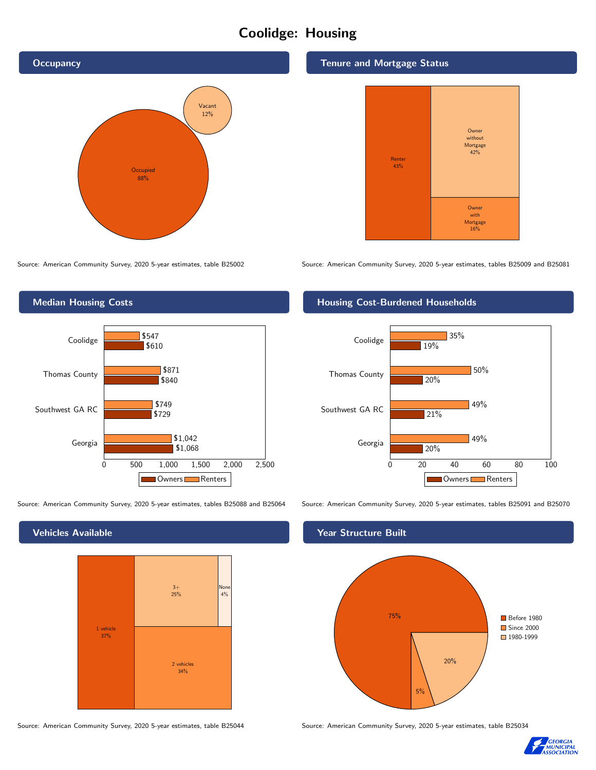# Coolidge: Housing

## Occupancy

Vacant
12%

Occupied
88%

Source: American Community Survey, 2020 5-year estimates, table B25002

## Tenure and Mortgage Status

Renter
43%

Owner without Mortgage
42%

Owner with Mortgage
16%

Source: American Community Survey, 2020 5-year estimates, tables B25009 and B25081

## Median Housing Costs

Coolidge
$547
$610

Thomas County
$871
$840

Southwest GA RC
$749
$729

Georgia
$1,042
$1,068

0 500 1,000 1,500 2,000 2,500

Owners Renters

Source: American Community Survey, 2020 5-year estimates, tables B25088 and B25064

## Housing Cost-Burdened Households

Coolidge
35%
19%

Thomas County
50%
20%

Southwest GA RC
49%
21%

Georgia
49%
20%

0 20 40 60 80 100

Owners Renters

Source: American Community Survey, 2020 5-year estimates, tables B25091 and B25070

## Vehicles Available

1 vehicle
37%

3+
25%

None
4%

2 vehicles
34%

Source: American Community Survey, 2020 5-year estimates, table B25044

## Year Structure Built

75%

5%

20%

Before 1980
Since 2000
1980-1999

Source: American Community Survey, 2020 5-year estimates, table B25034